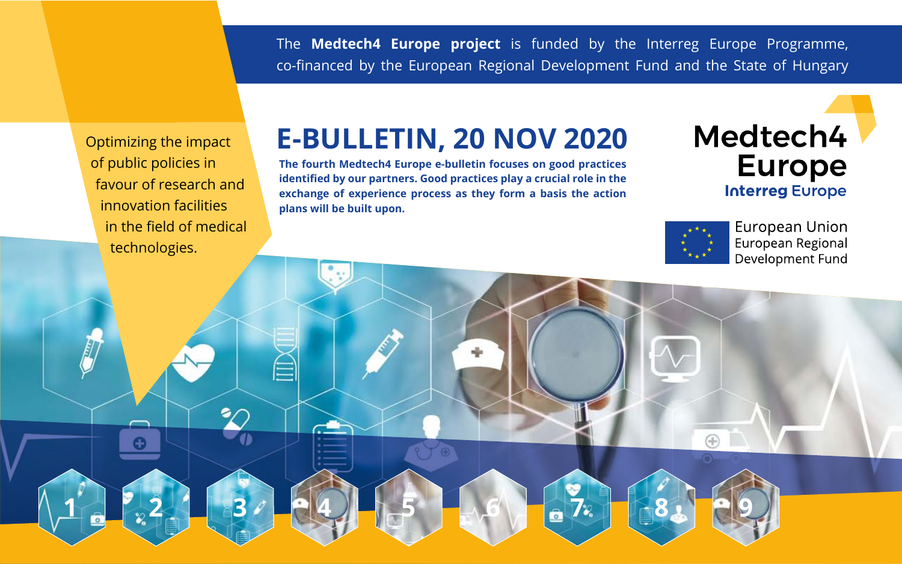The **Medtech4 Europe project** is funded by the Interreg Europe Programme, co-financed by the European Regional Development Fund and the State of Hungary

Optimizing the impact of public policies in favour of research and innovation facilities in the field of medical technologies.

# E-BULLETIN, 20 NOV 2020

**The fourth Medtech4 Europe e-bulletin focuses on good practices identified by our partners. Good practices play a crucial role in the exchange of experience process as they form a basis the action plans will be built upon.**

Medtech4 Europe
Interreg Europe

European Union
European Regional Development Fund

1 2 3 4 5 6 7 8 9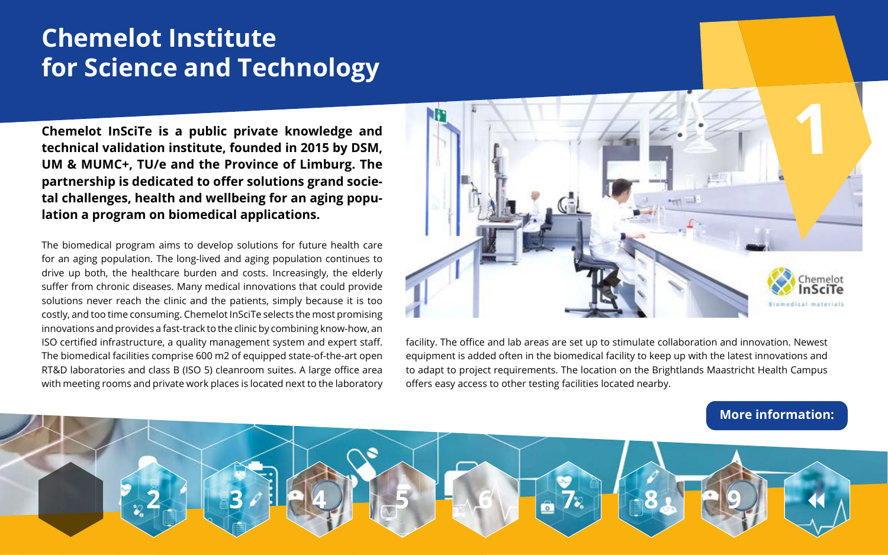# Chemelot Institute for Science and Technology

**Chemelot InSciTe is a public private knowledge and technical validation institute, founded in 2015 by DSM, UM & MUMC+, TU/e and the Province of Limburg. The partnership is dedicated to offer solutions grand societal challenges, health and wellbeing for an aging population a program on biomedical applications.**

The biomedical program aims to develop solutions for future health care for an aging population. The long-lived and aging population continues to drive up both, the healthcare burden and costs. Increasingly, the elderly suffer from chronic diseases. Many medical innovations that could provide solutions never reach the clinic and the patients, simply because it is too costly, and too time consuming. Chemelot InSciTe selects the most promising innovations and provides a fast-track to the clinic by combining know-how, an ISO certified infrastructure, a quality management system and expert staff. The biomedical facilities comprise 600 m2 of equipped state-of-the-art open RT&D laboratories and class B (ISO 5) cleanroom suites. A large office area with meeting rooms and private work places is located next to the laboratory facility. The office and lab areas are set up to stimulate collaboration and innovation. Newest equipment is added often in the biomedical facility to keep up with the latest innovations and to adapt to project requirements. The location on the Brightlands Maastricht Health Campus offers easy access to other testing facilities located nearby.

**More information:**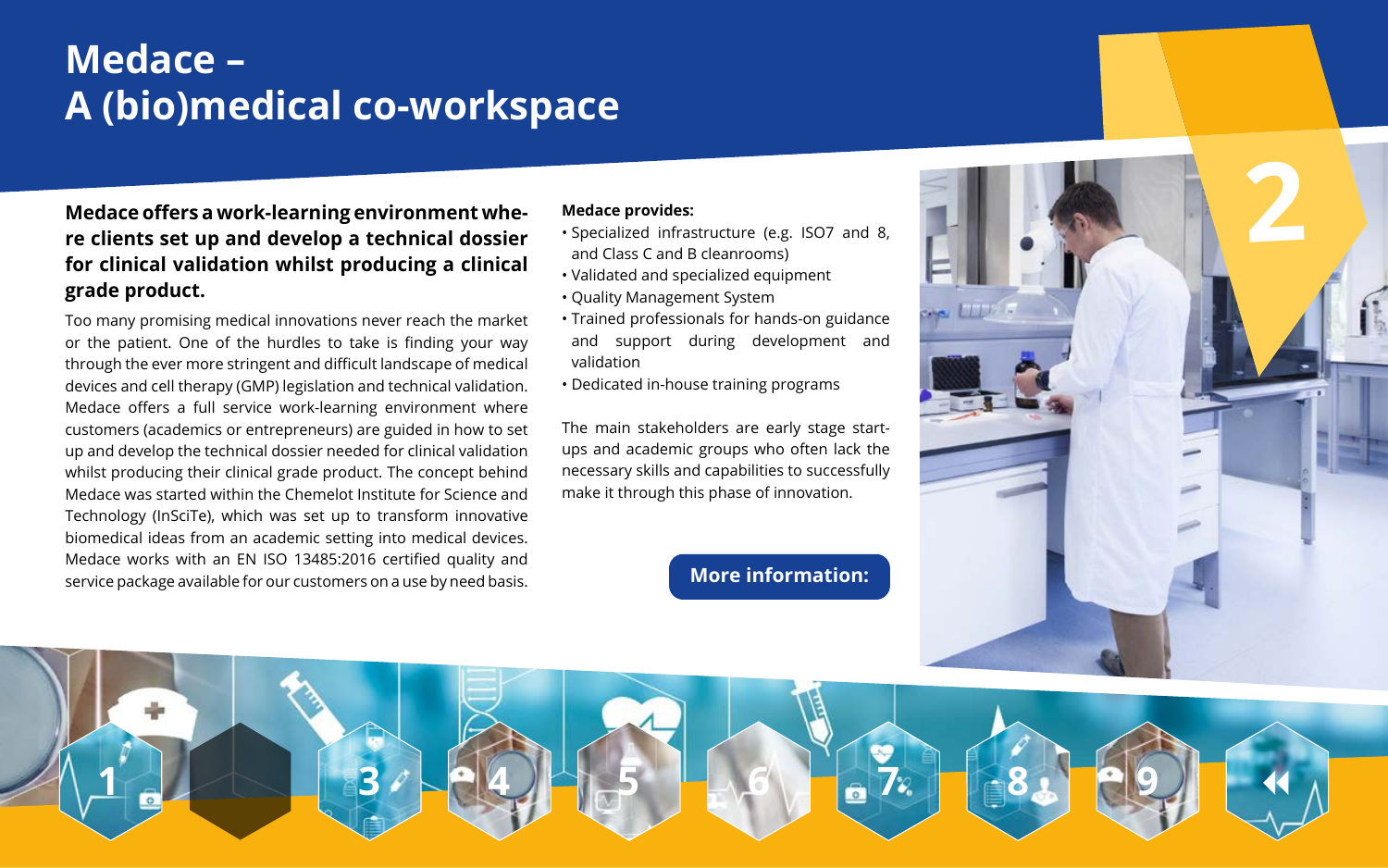# Medace – A (bio)medical co-workspace

**Medace offers a work-learning environment where clients set up and develop a technical dossier for clinical validation whilst producing a clinical grade product.**

Too many promising medical innovations never reach the market or the patient. One of the hurdles to take is finding your way through the ever more stringent and difficult landscape of medical devices and cell therapy (GMP) legislation and technical validation. Medace offers a full service work-learning environment where customers (academics or entrepreneurs) are guided in how to set up and develop the technical dossier needed for clinical validation whilst producing their clinical grade product. The concept behind Medace was started within the Chemelot Institute for Science and Technology (InSciTe), which was set up to transform innovative biomedical ideas from an academic setting into medical devices. Medace works with an EN ISO 13485:2016 certified quality and service package available for our customers on a use by need basis.

**Medace provides:**

- Specialized infrastructure (e.g. ISO7 and 8, and Class C and B cleanrooms)
- Validated and specialized equipment
- Quality Management System
- Trained professionals for hands-on guidance and support during development and validation
- Dedicated in-house training programs

The main stakeholders are early stage start-ups and academic groups who often lack the necessary skills and capabilities to successfully make it through this phase of innovation.

**More information:**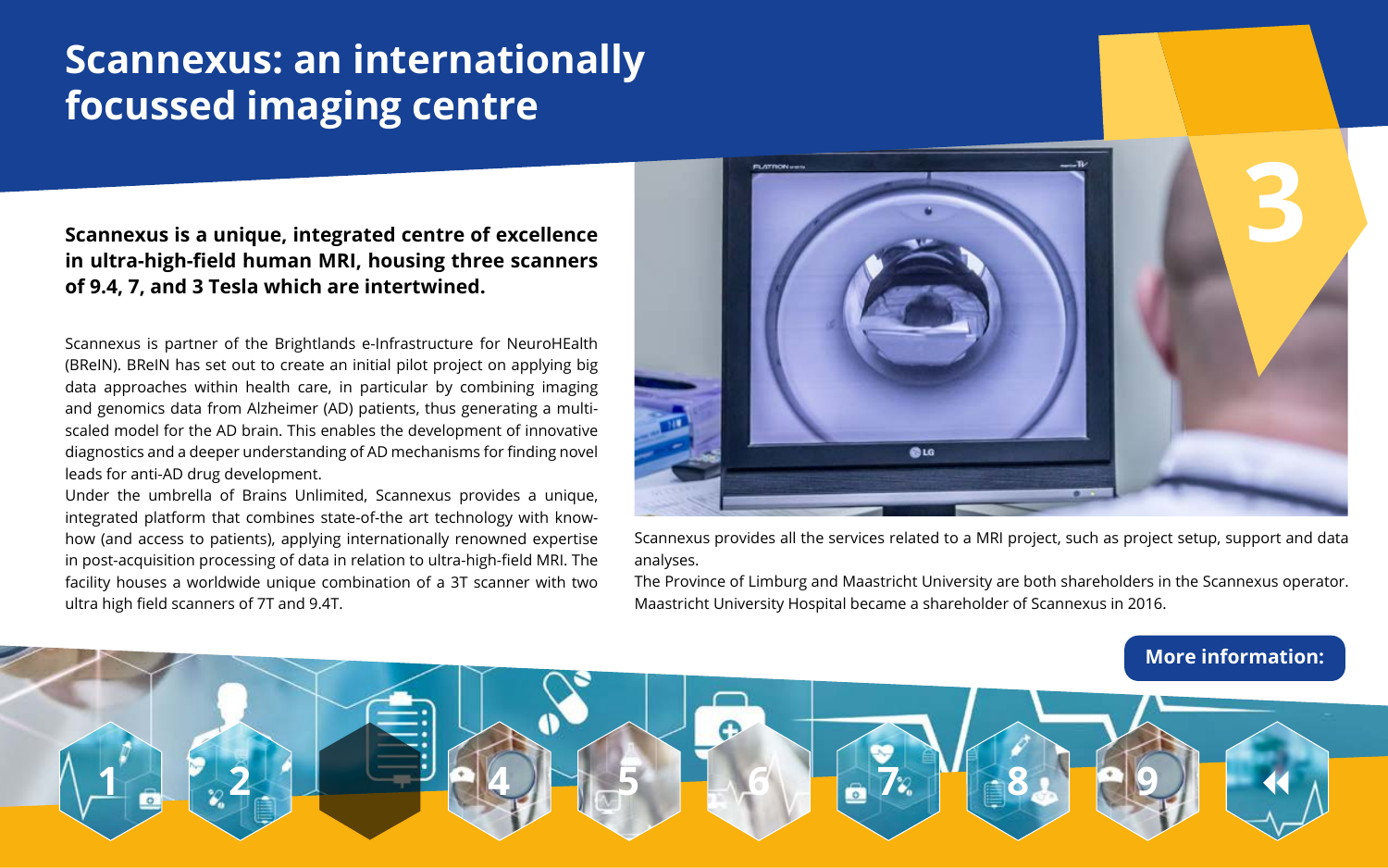# Scannexus: an internationally focussed imaging centre

**Scannexus is a unique, integrated centre of excellence in ultra-high-field human MRI, housing three scanners of 9.4, 7, and 3 Tesla which are intertwined.**

Scannexus is partner of the Brightlands e-Infrastructure for NeuroHEalth (BReIN). BReIN has set out to create an initial pilot project on applying big data approaches within health care, in particular by combining imaging and genomics data from Alzheimer (AD) patients, thus generating a multi-scaled model for the AD brain. This enables the development of innovative diagnostics and a deeper understanding of AD mechanisms for finding novel leads for anti-AD drug development.

Under the umbrella of Brains Unlimited, Scannexus provides a unique, integrated platform that combines state-of-the art technology with know-how (and access to patients), applying internationally renowned expertise in post-acquisition processing of data in relation to ultra-high-field MRI. The facility houses a worldwide unique combination of a 3T scanner with two ultra high field scanners of 7T and 9.4T.

Scannexus provides all the services related to a MRI project, such as project setup, support and data analyses.

The Province of Limburg and Maastricht University are both shareholders in the Scannexus operator. Maastricht University Hospital became a shareholder of Scannexus in 2016.

**More information:**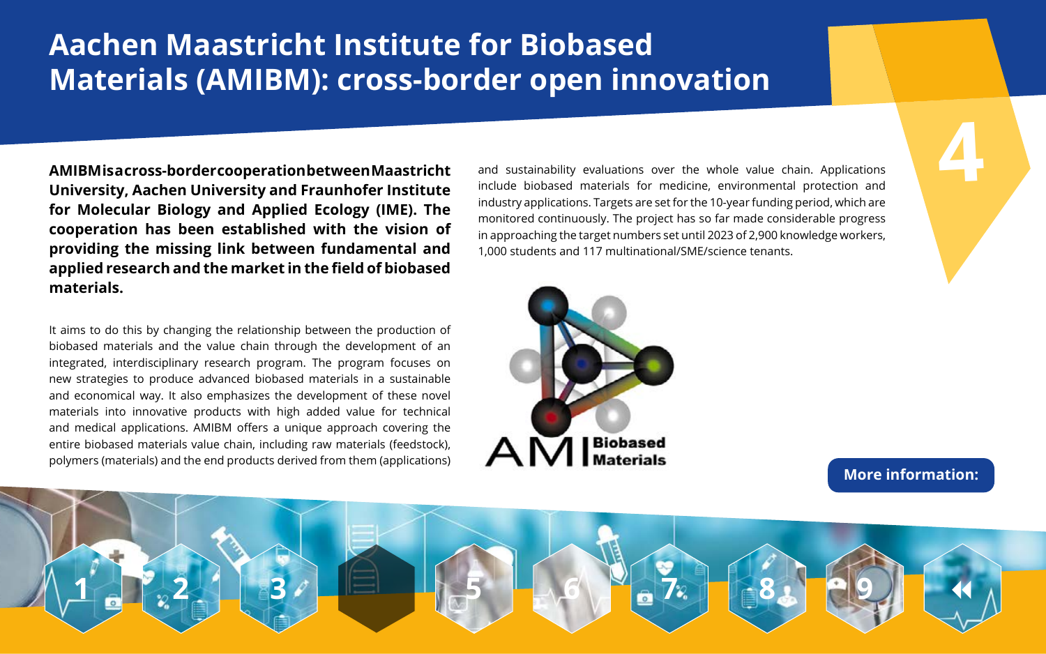# Aachen Maastricht Institute for Biobased Materials (AMIBM): cross-border open innovation

**AMIBM is a cross-border cooperation between Maastricht University, Aachen University and Fraunhofer Institute for Molecular Biology and Applied Ecology (IME). The cooperation has been established with the vision of providing the missing link between fundamental and applied research and the market in the field of biobased materials.**

It aims to do this by changing the relationship between the production of biobased materials and the value chain through the development of an integrated, interdisciplinary research program. The program focuses on new strategies to produce advanced biobased materials in a sustainable and economical way. It also emphasizes the development of these novel materials into innovative products with high added value for technical and medical applications. AMIBM offers a unique approach covering the entire biobased materials value chain, including raw materials (feedstock), polymers (materials) and the end products derived from them (applications) and sustainability evaluations over the whole value chain. Applications include biobased materials for medicine, environmental protection and industry applications. Targets are set for the 10-year funding period, which are monitored continuously. The project has so far made considerable progress in approaching the target numbers set until 2023 of 2,900 knowledge workers, 1,000 students and 117 multinational/SME/science tenants.

**More information:**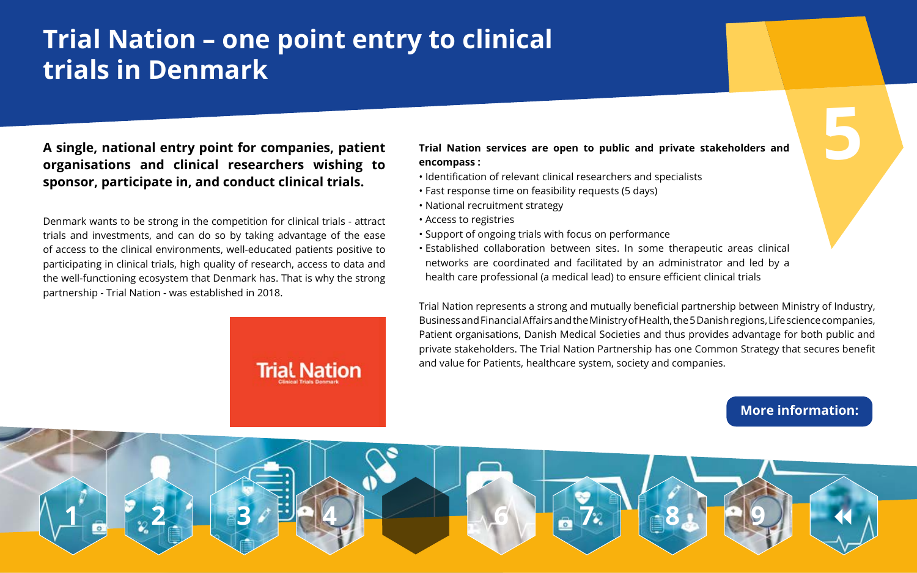# Trial Nation – one point entry to clinical trials in Denmark

**A single, national entry point for companies, patient organisations and clinical researchers wishing to sponsor, participate in, and conduct clinical trials.**

Denmark wants to be strong in the competition for clinical trials - attract trials and investments, and can do so by taking advantage of the ease of access to the clinical environments, well-educated patients positive to participating in clinical trials, high quality of research, access to data and the well-functioning ecosystem that Denmark has. That is why the strong partnership - Trial Nation - was established in 2018.

**Trial Nation services are open to public and private stakeholders and encompass :**

- Identification of relevant clinical researchers and specialists
- Fast response time on feasibility requests (5 days)
- National recruitment strategy
- Access to registries
- Support of ongoing trials with focus on performance
- Established collaboration between sites. In some therapeutic areas clinical networks are coordinated and facilitated by an administrator and led by a health care professional (a medical lead) to ensure efficient clinical trials

Trial Nation represents a strong and mutually beneficial partnership between Ministry of Industry, Business and Financial Affairs and the Ministry of Health, the 5 Danish regions, Life science companies, Patient organisations, Danish Medical Societies and thus provides advantage for both public and private stakeholders. The Trial Nation Partnership has one Common Strategy that secures benefit and value for Patients, healthcare system, society and companies.

**More information:**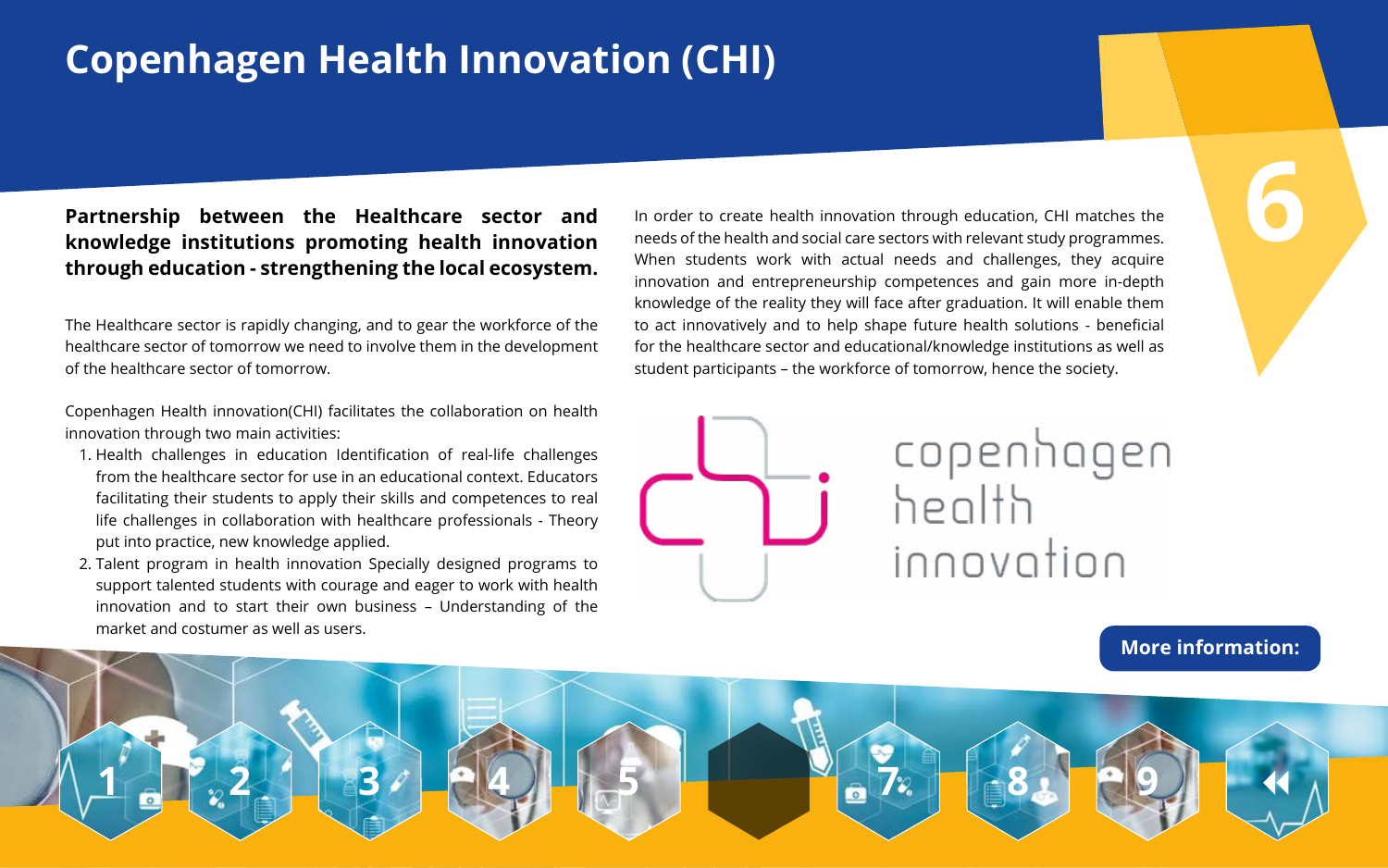# Copenhagen Health Innovation (CHI)

**Partnership between the Healthcare sector and knowledge institutions promoting health innovation through education - strengthening the local ecosystem.**

The Healthcare sector is rapidly changing, and to gear the workforce of the healthcare sector of tomorrow we need to involve them in the development of the healthcare sector of tomorrow.

Copenhagen Health innovation(CHI) facilitates the collaboration on health innovation through two main activities:

1. Health challenges in education Identification of real-life challenges from the healthcare sector for use in an educational context. Educators facilitating their students to apply their skills and competences to real life challenges in collaboration with healthcare professionals - Theory put into practice, new knowledge applied.
2. Talent program in health innovation Specially designed programs to support talented students with courage and eager to work with health innovation and to start their own business – Understanding of the market and costumer as well as users.

In order to create health innovation through education, CHI matches the needs of the health and social care sectors with relevant study programmes. When students work with actual needs and challenges, they acquire innovation and entrepreneurship competences and gain more in-depth knowledge of the reality they will face after graduation. It will enable them to act innovatively and to help shape future health solutions - beneficial for the healthcare sector and educational/knowledge institutions as well as student participants – the workforce of tomorrow, hence the society.

copenhagen health innovation

**More information:**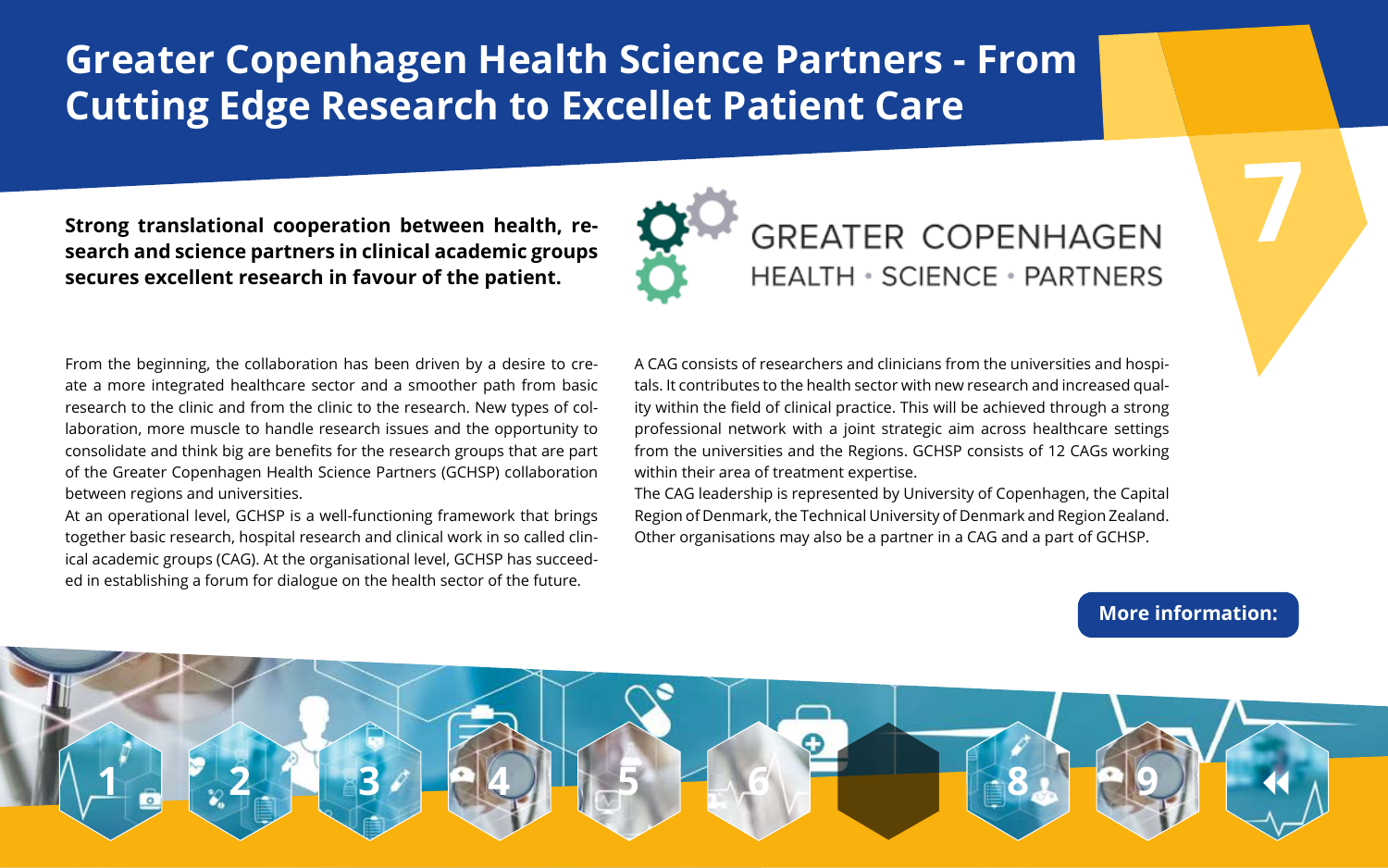# Greater Copenhagen Health Science Partners - From Cutting Edge Research to Excellet Patient Care

**Strong translational cooperation between health, research and science partners in clinical academic groups secures excellent research in favour of the patient.**

GREATER COPENHAGEN
HEALTH • SCIENCE • PARTNERS

From the beginning, the collaboration has been driven by a desire to create a more integrated healthcare sector and a smoother path from basic research to the clinic and from the clinic to the research. New types of collaboration, more muscle to handle research issues and the opportunity to consolidate and think big are benefits for the research groups that are part of the Greater Copenhagen Health Science Partners (GCHSP) collaboration between regions and universities.

At an operational level, GCHSP is a well-functioning framework that brings together basic research, hospital research and clinical work in so called clinical academic groups (CAG). At the organisational level, GCHSP has succeeded in establishing a forum for dialogue on the health sector of the future.

A CAG consists of researchers and clinicians from the universities and hospitals. It contributes to the health sector with new research and increased quality within the field of clinical practice. This will be achieved through a strong professional network with a joint strategic aim across healthcare settings from the universities and the Regions. GCHSP consists of 12 CAGs working within their area of treatment expertise.

The CAG leadership is represented by University of Copenhagen, the Capital Region of Denmark, the Technical University of Denmark and Region Zealand. Other organisations may also be a partner in a CAG and a part of GCHSP.

**More information:**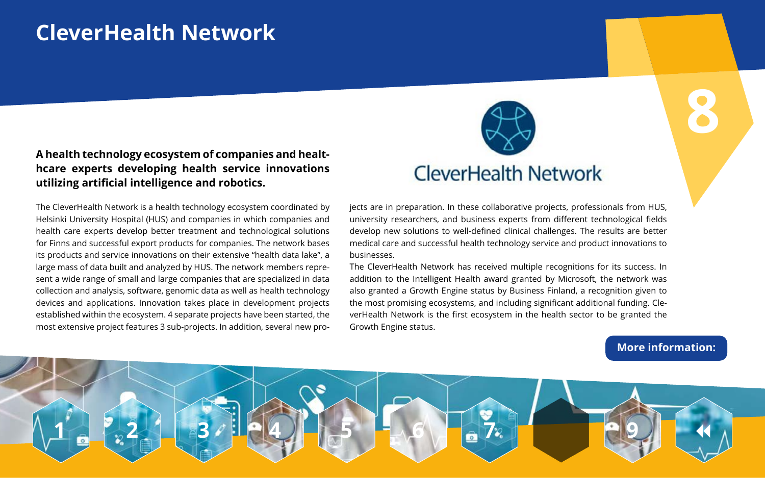# CleverHealth Network

**A health technology ecosystem of companies and healthcare experts developing health service innovations utilizing artificial intelligence and robotics.**

The CleverHealth Network is a health technology ecosystem coordinated by Helsinki University Hospital (HUS) and companies in which companies and health care experts develop better treatment and technological solutions for Finns and successful export products for companies. The network bases its products and service innovations on their extensive "health data lake", a large mass of data built and analyzed by HUS. The network members represent a wide range of small and large companies that are specialized in data collection and analysis, software, genomic data as well as health technology devices and applications. Innovation takes place in development projects established within the ecosystem. 4 separate projects have been started, the most extensive project features 3 sub-projects. In addition, several new projects are in preparation. In these collaborative projects, professionals from HUS, university researchers, and business experts from different technological fields develop new solutions to well-defined clinical challenges. The results are better medical care and successful health technology service and product innovations to businesses.

The CleverHealth Network has received multiple recognitions for its success. In addition to the Intelligent Health award granted by Microsoft, the network was also granted a Growth Engine status by Business Finland, a recognition given to the most promising ecosystems, and including significant additional funding. CleverHealth Network is the first ecosystem in the health sector to be granted the Growth Engine status.

**More information:**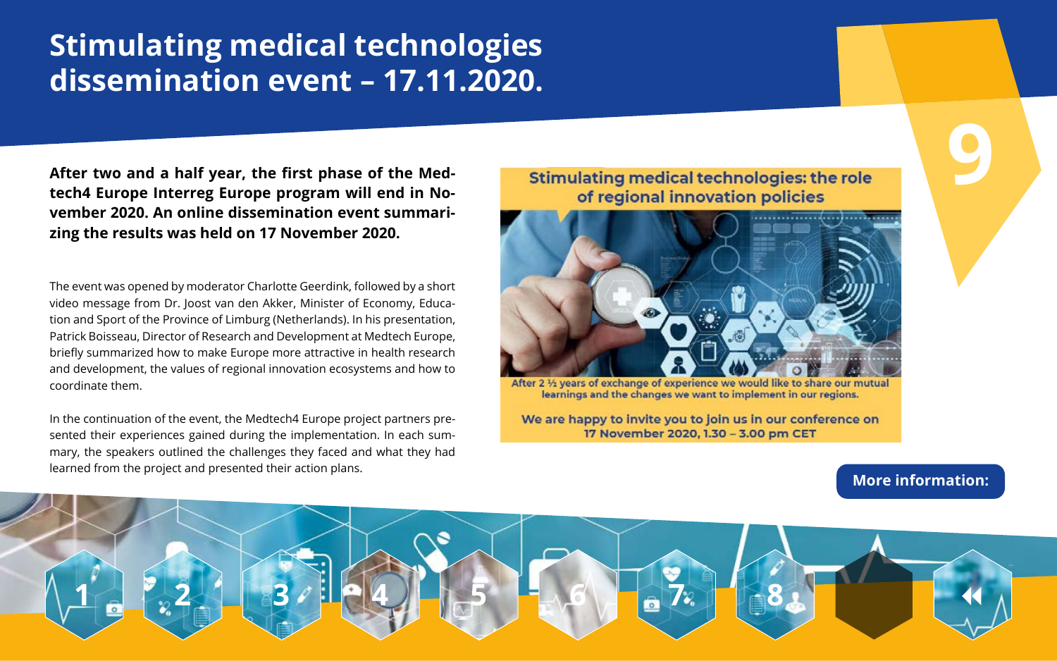# Stimulating medical technologies dissemination event – 17.11.2020.

**After two and a half year, the first phase of the Medtech4 Europe Interreg Europe program will end in November 2020. An online dissemination event summarizing the results was held on 17 November 2020.**

The event was opened by moderator Charlotte Geerdink, followed by a short video message from Dr. Joost van den Akker, Minister of Economy, Education and Sport of the Province of Limburg (Netherlands). In his presentation, Patrick Boisseau, Director of Research and Development at Medtech Europe, briefly summarized how to make Europe more attractive in health research and development, the values of regional innovation ecosystems and how to coordinate them.

In the continuation of the event, the Medtech4 Europe project partners presented their experiences gained during the implementation. In each summary, the speakers outlined the challenges they faced and what they had learned from the project and presented their action plans.

Stimulating medical technologies: the role of regional innovation policies

After 2 ½ years of exchange of experience we would like to share our mutual learnings and the changes we want to implement in our regions.

We are happy to invite you to join us in our conference on 17 November 2020, 1.30 – 3.00 pm CET

**More information:**